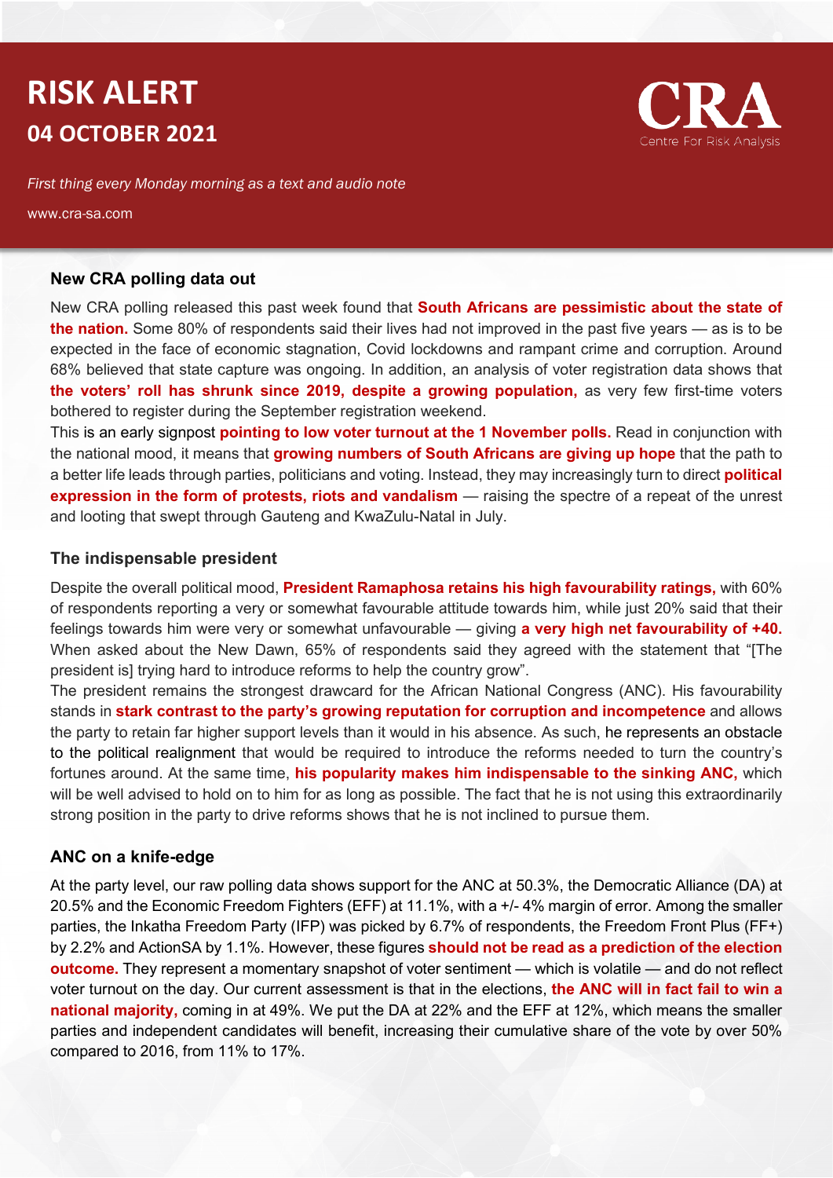# RISK ALERT
## 04 OCTOBER 2021

CRA
Centre For Risk Analysis

*First thing every Monday morning as a text and audio note*

www.cra-sa.com

### New CRA polling data out

New CRA polling released this past week found that **South Africans are pessimistic about the state of the nation.** Some 80% of respondents said their lives had not improved in the past five years — as is to be expected in the face of economic stagnation, Covid lockdowns and rampant crime and corruption. Around 68% believed that state capture was ongoing. In addition, an analysis of voter registration data shows that **the voters' roll has shrunk since 2019, despite a growing population,** as very few first-time voters bothered to register during the September registration weekend.

This is an early signpost **pointing to low voter turnout at the 1 November polls.** Read in conjunction with the national mood, it means that **growing numbers of South Africans are giving up hope** that the path to a better life leads through parties, politicians and voting. Instead, they may increasingly turn to direct **political expression in the form of protests, riots and vandalism** — raising the spectre of a repeat of the unrest and looting that swept through Gauteng and KwaZulu-Natal in July.

### The indispensable president

Despite the overall political mood, **President Ramaphosa retains his high favourability ratings,** with 60% of respondents reporting a very or somewhat favourable attitude towards him, while just 20% said that their feelings towards him were very or somewhat unfavourable — giving **a very high net favourability of +40.** When asked about the New Dawn, 65% of respondents said they agreed with the statement that "[The president is] trying hard to introduce reforms to help the country grow".

The president remains the strongest drawcard for the African National Congress (ANC). His favourability stands in **stark contrast to the party's growing reputation for corruption and incompetence** and allows the party to retain far higher support levels than it would in his absence. As such, he represents an obstacle to the political realignment that would be required to introduce the reforms needed to turn the country's fortunes around. At the same time, **his popularity makes him indispensable to the sinking ANC,** which will be well advised to hold on to him for as long as possible. The fact that he is not using this extraordinarily strong position in the party to drive reforms shows that he is not inclined to pursue them.

### ANC on a knife-edge

At the party level, our raw polling data shows support for the ANC at 50.3%, the Democratic Alliance (DA) at 20.5% and the Economic Freedom Fighters (EFF) at 11.1%, with a +/- 4% margin of error. Among the smaller parties, the Inkatha Freedom Party (IFP) was picked by 6.7% of respondents, the Freedom Front Plus (FF+) by 2.2% and ActionSA by 1.1%. However, these figures **should not be read as a prediction of the election outcome.** They represent a momentary snapshot of voter sentiment — which is volatile — and do not reflect voter turnout on the day. Our current assessment is that in the elections, **the ANC will in fact fail to win a national majority,** coming in at 49%. We put the DA at 22% and the EFF at 12%, which means the smaller parties and independent candidates will benefit, increasing their cumulative share of the vote by over 50% compared to 2016, from 11% to 17%.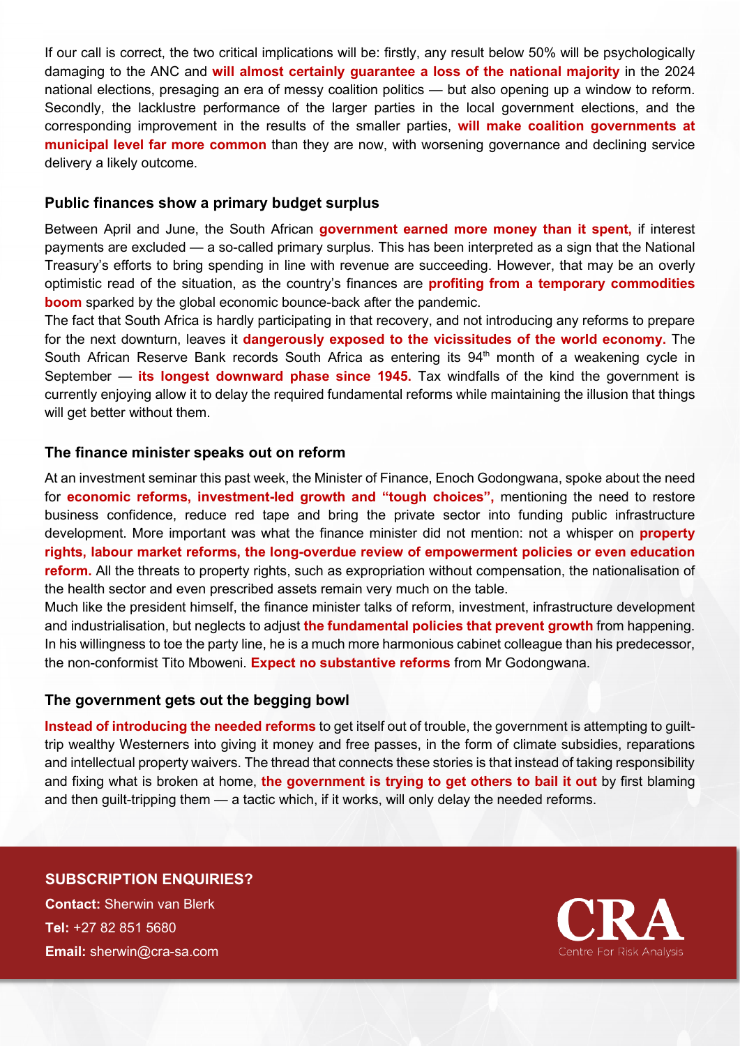If our call is correct, the two critical implications will be: firstly, any result below 50% will be psychologically damaging to the ANC and **will almost certainly guarantee a loss of the national majority** in the 2024 national elections, presaging an era of messy coalition politics — but also opening up a window to reform. Secondly, the lacklustre performance of the larger parties in the local government elections, and the corresponding improvement in the results of the smaller parties, **will make coalition governments at municipal level far more common** than they are now, with worsening governance and declining service delivery a likely outcome.

### Public finances show a primary budget surplus

Between April and June, the South African **government earned more money than it spent,** if interest payments are excluded — a so-called primary surplus. This has been interpreted as a sign that the National Treasury's efforts to bring spending in line with revenue are succeeding. However, that may be an overly optimistic read of the situation, as the country's finances are **profiting from a temporary commodities boom** sparked by the global economic bounce-back after the pandemic.

The fact that South Africa is hardly participating in that recovery, and not introducing any reforms to prepare for the next downturn, leaves it **dangerously exposed to the vicissitudes of the world economy.** The South African Reserve Bank records South Africa as entering its 94th month of a weakening cycle in September — **its longest downward phase since 1945.** Tax windfalls of the kind the government is currently enjoying allow it to delay the required fundamental reforms while maintaining the illusion that things will get better without them.

### The finance minister speaks out on reform

At an investment seminar this past week, the Minister of Finance, Enoch Godongwana, spoke about the need for **economic reforms, investment-led growth and "tough choices",** mentioning the need to restore business confidence, reduce red tape and bring the private sector into funding public infrastructure development. More important was what the finance minister did not mention: not a whisper on **property rights, labour market reforms, the long-overdue review of empowerment policies or even education reform.** All the threats to property rights, such as expropriation without compensation, the nationalisation of the health sector and even prescribed assets remain very much on the table.

Much like the president himself, the finance minister talks of reform, investment, infrastructure development and industrialisation, but neglects to adjust **the fundamental policies that prevent growth** from happening. In his willingness to toe the party line, he is a much more harmonious cabinet colleague than his predecessor, the non-conformist Tito Mboweni. **Expect no substantive reforms** from Mr Godongwana.

### The government gets out the begging bowl

**Instead of introducing the needed reforms** to get itself out of trouble, the government is attempting to guilt-trip wealthy Westerners into giving it money and free passes, in the form of climate subsidies, reparations and intellectual property waivers. The thread that connects these stories is that instead of taking responsibility and fixing what is broken at home, **the government is trying to get others to bail it out** by first blaming and then guilt-tripping them — a tactic which, if it works, will only delay the needed reforms.

**SUBSCRIPTION ENQUIRIES?**

**Contact:** Sherwin van Blerk

**Tel:** +27 82 851 5680

**Email:** sherwin@cra-sa.com

CRA
Centre For Risk Analysis